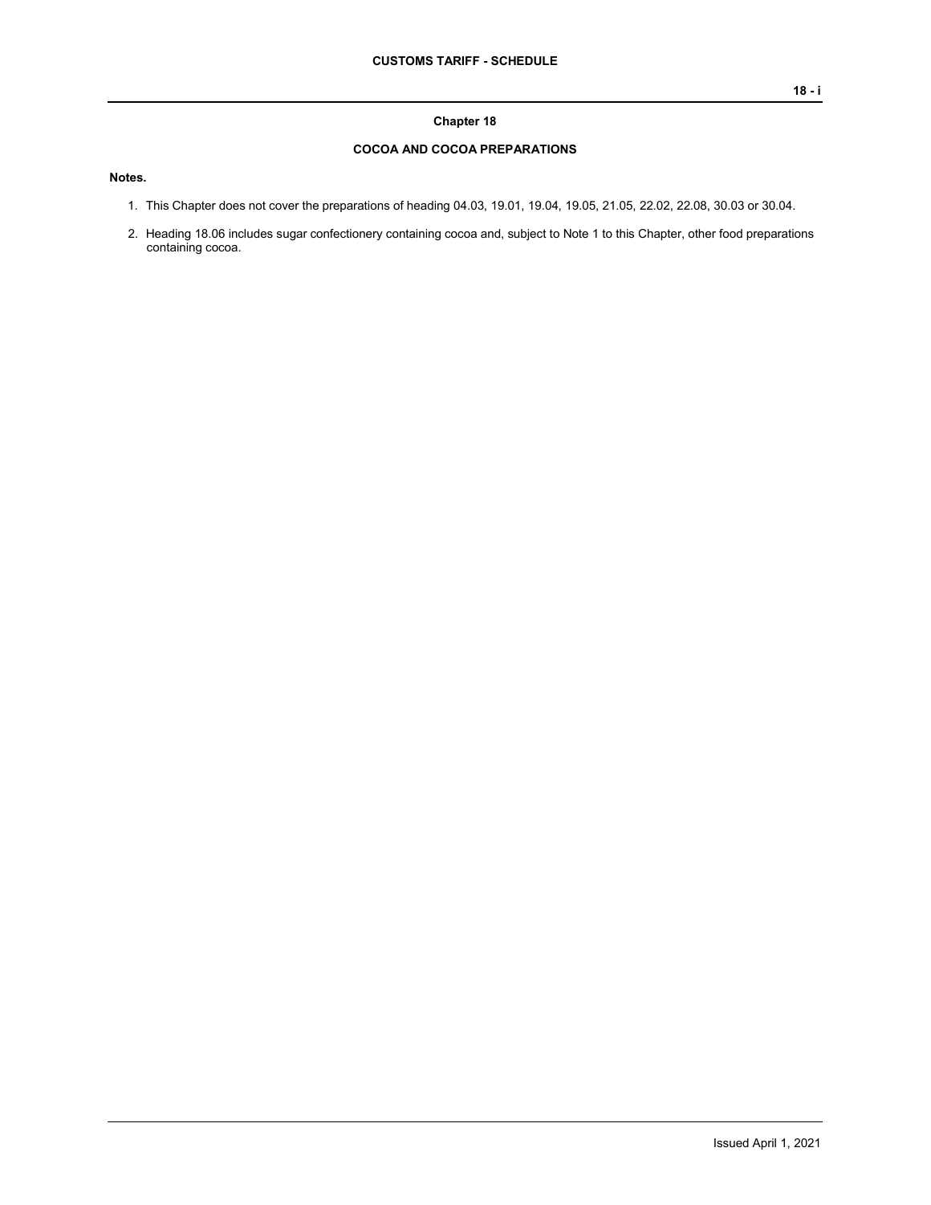## Chapter 18

## COCOA AND COCOA PREPARATIONS

**Notes.**

1. This Chapter does not cover the preparations of heading 04.03, 19.01, 19.04, 19.05, 21.05, 22.02, 22.08, 30.03 or 30.04.

2. Heading 18.06 includes sugar confectionery containing cocoa and, subject to Note 1 to this Chapter, other food preparations containing cocoa.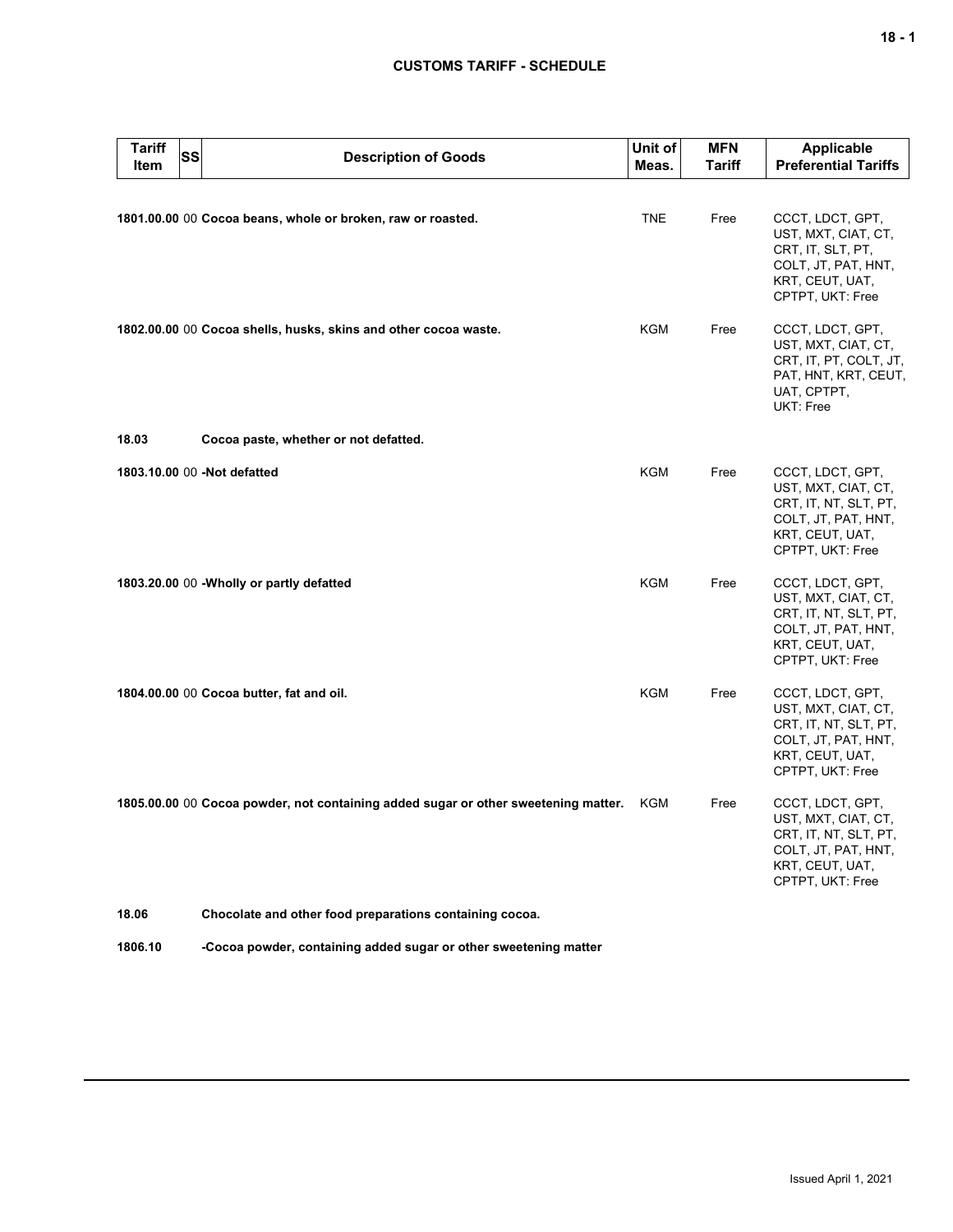# CUSTOMS TARIFF - SCHEDULE

| Tariff Item | SS | Description of Goods | Unit of Meas. | MFN Tariff | Applicable Preferential Tariffs |
|---|---|---|---|---|---|
| **1801.00.00** | 00 | **Cocoa beans, whole or broken, raw or roasted.** | TNE | Free | CCCT, LDCT, GPT, UST, MXT, CIAT, CT, CRT, IT, SLT, PT, COLT, JT, PAT, HNT, KRT, CEUT, UAT, CPTPT, UKT: Free |
| **1802.00.00** | 00 | **Cocoa shells, husks, skins and other cocoa waste.** | KGM | Free | CCCT, LDCT, GPT, UST, MXT, CIAT, CT, CRT, IT, PT, COLT, JT, PAT, HNT, KRT, CEUT, UAT, CPTPT, UKT: Free |
| **18.03** | | **Cocoa paste, whether or not defatted.** | | | |
| **1803.10.00** | 00 | **-Not defatted** | KGM | Free | CCCT, LDCT, GPT, UST, MXT, CIAT, CT, CRT, IT, NT, SLT, PT, COLT, JT, PAT, HNT, KRT, CEUT, UAT, CPTPT, UKT: Free |
| **1803.20.00** | 00 | **-Wholly or partly defatted** | KGM | Free | CCCT, LDCT, GPT, UST, MXT, CIAT, CT, CRT, IT, NT, SLT, PT, COLT, JT, PAT, HNT, KRT, CEUT, UAT, CPTPT, UKT: Free |
| **1804.00.00** | 00 | **Cocoa butter, fat and oil.** | KGM | Free | CCCT, LDCT, GPT, UST, MXT, CIAT, CT, CRT, IT, NT, SLT, PT, COLT, JT, PAT, HNT, KRT, CEUT, UAT, CPTPT, UKT: Free |
| **1805.00.00** | 00 | **Cocoa powder, not containing added sugar or other sweetening matter.** | KGM | Free | CCCT, LDCT, GPT, UST, MXT, CIAT, CT, CRT, IT, NT, SLT, PT, COLT, JT, PAT, HNT, KRT, CEUT, UAT, CPTPT, UKT: Free |
| **18.06** | | **Chocolate and other food preparations containing cocoa.** | | | |
| **1806.10** | | **-Cocoa powder, containing added sugar or other sweetening matter** | | | |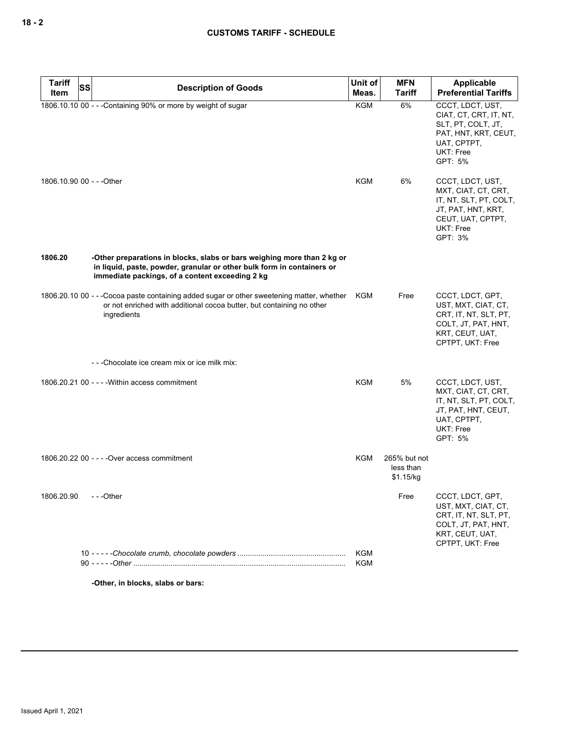| Tariff Item | SS | Description of Goods | Unit of Meas. | MFN Tariff | Applicable Preferential Tariffs |
| --- | --- | --- | --- | --- | --- |
| 1806.10.10 | 00 | - - -Containing 90% or more by weight of sugar | KGM | 6% | CCCT, LDCT, UST, CIAT, CT, CRT, IT, NT, SLT, PT, COLT, JT, PAT, HNT, KRT, CEUT, UAT, CPTPT, UKT: Free<br>GPT: 5% |
| 1806.10.90 | 00 | - - -Other | KGM | 6% | CCCT, LDCT, UST, MXT, CIAT, CT, CRT, IT, NT, SLT, PT, COLT, JT, PAT, HNT, KRT, CEUT, UAT, CPTPT, UKT: Free<br>GPT: 3% |
| **1806.20** | | **-Other preparations in blocks, slabs or bars weighing more than 2 kg or in liquid, paste, powder, granular or other bulk form in containers or immediate packings, of a content exceeding 2 kg** | | | |
| 1806.20.10 | 00 | - - -Cocoa paste containing added sugar or other sweetening matter, whether or not enriched with additional cocoa butter, but containing no other ingredients | KGM | Free | CCCT, LDCT, GPT, UST, MXT, CIAT, CT, CRT, IT, NT, SLT, PT, COLT, JT, PAT, HNT, KRT, CEUT, UAT, CPTPT, UKT: Free |
| | | - - -Chocolate ice cream mix or ice milk mix: | | | |
| 1806.20.21 | 00 | - - - -Within access commitment | KGM | 5% | CCCT, LDCT, UST, MXT, CIAT, CT, CRT, IT, NT, SLT, PT, COLT, JT, PAT, HNT, CEUT, UAT, CPTPT, UKT: Free<br>GPT: 5% |
| 1806.20.22 | 00 | - - - -Over access commitment | KGM | 265% but not less than $1.15/kg | |
| 1806.20.90 | | - - -Other | | Free | CCCT, LDCT, GPT, UST, MXT, CIAT, CT, CRT, IT, NT, SLT, PT, COLT, JT, PAT, HNT, KRT, CEUT, UAT, CPTPT, UKT: Free |
| | 10 | - - - - -*Chocolate crumb, chocolate powders* | KGM | | |
| | 90 | - - - - -*Other* | KGM | | |
| | | **-Other, in blocks, slabs or bars:** | | | |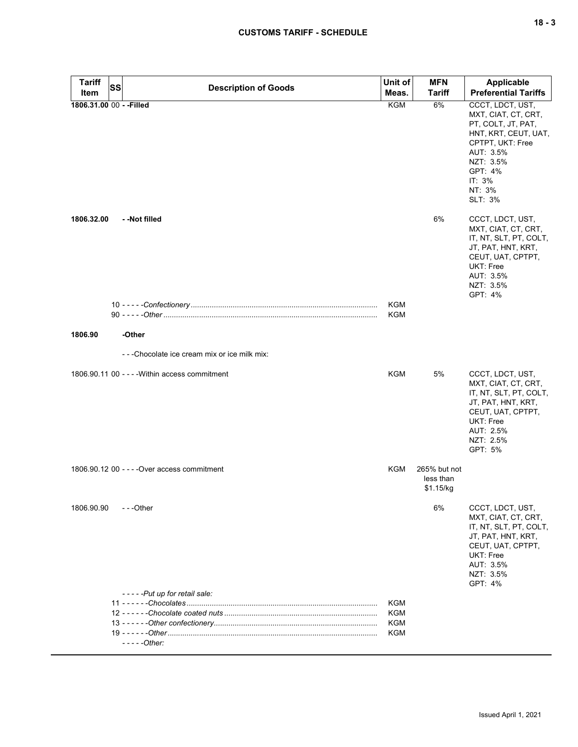| Tariff Item | SS | Description of Goods | Unit of Meas. | MFN Tariff | Applicable Preferential Tariffs |
|---|---|---|---|---|---|
| **1806.31.00** | 00 | **- -Filled** | KGM | 6% | CCCT, LDCT, UST, MXT, CIAT, CT, CRT, PT, COLT, JT, PAT, HNT, KRT, CEUT, UAT, CPTPT, UKT: Free<br>AUT: 3.5%<br>NZT: 3.5%<br>GPT: 4%<br>IT: 3%<br>NT: 3%<br>SLT: 3% |
| **1806.32.00** | | **- -Not filled** | | 6% | CCCT, LDCT, UST, MXT, CIAT, CT, CRT, IT, NT, SLT, PT, COLT, JT, PAT, HNT, KRT, CEUT, UAT, CPTPT, UKT: Free<br>AUT: 3.5%<br>NZT: 3.5%<br>GPT: 4% |
| | 10 | - - - - -*Confectionery* | KGM | | |
| | 90 | - - - - -*Other* | KGM | | |
| **1806.90** | | **-Other** | | | |
| | | - - -Chocolate ice cream mix or ice milk mix: | | | |
| 1806.90.11 | 00 | - - - -Within access commitment | KGM | 5% | CCCT, LDCT, UST, MXT, CIAT, CT, CRT, IT, NT, SLT, PT, COLT, JT, PAT, HNT, KRT, CEUT, UAT, CPTPT, UKT: Free<br>AUT: 2.5%<br>NZT: 2.5%<br>GPT: 5% |
| 1806.90.12 | 00 | - - - -Over access commitment | KGM | 265% but not less than $1.15/kg | |
| 1806.90.90 | | - - -Other | | 6% | CCCT, LDCT, UST, MXT, CIAT, CT, CRT, IT, NT, SLT, PT, COLT, JT, PAT, HNT, KRT, CEUT, UAT, CPTPT, UKT: Free<br>AUT: 3.5%<br>NZT: 3.5%<br>GPT: 4% |
| | | - - - - -*Put up for retail sale:* | | | |
| | 11 | - - - - - -*Chocolates* | KGM | | |
| | 12 | - - - - - -*Chocolate coated nuts* | KGM | | |
| | 13 | - - - - - -*Other confectionery* | KGM | | |
| | 19 | - - - - - -*Other* | KGM | | |
| | | - - - - -*Other:* | | | |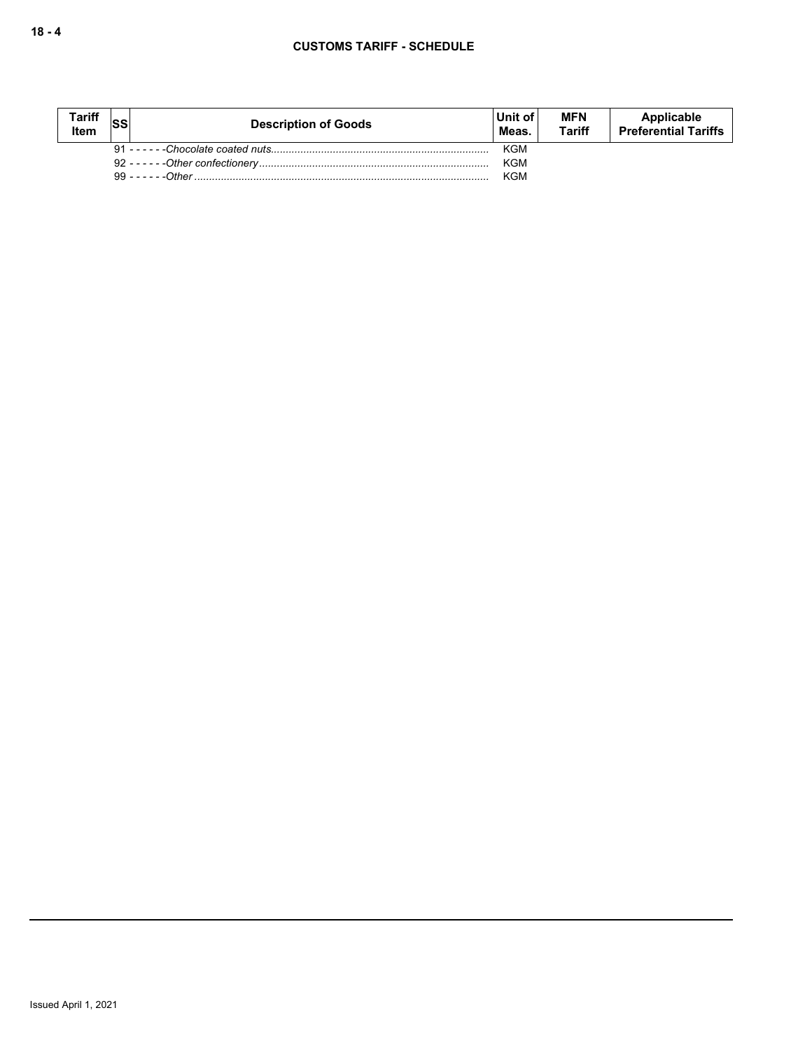| Tariff Item | SS | Description of Goods | Unit of Meas. | MFN Tariff | Applicable Preferential Tariffs |
|---|---|---|---|---|---|
| | 91 | - - - - - -*Chocolate coated nuts* | KGM | | |
| | 92 | - - - - - -*Other confectionery* | KGM | | |
| | 99 | - - - - - -*Other* | KGM | | |